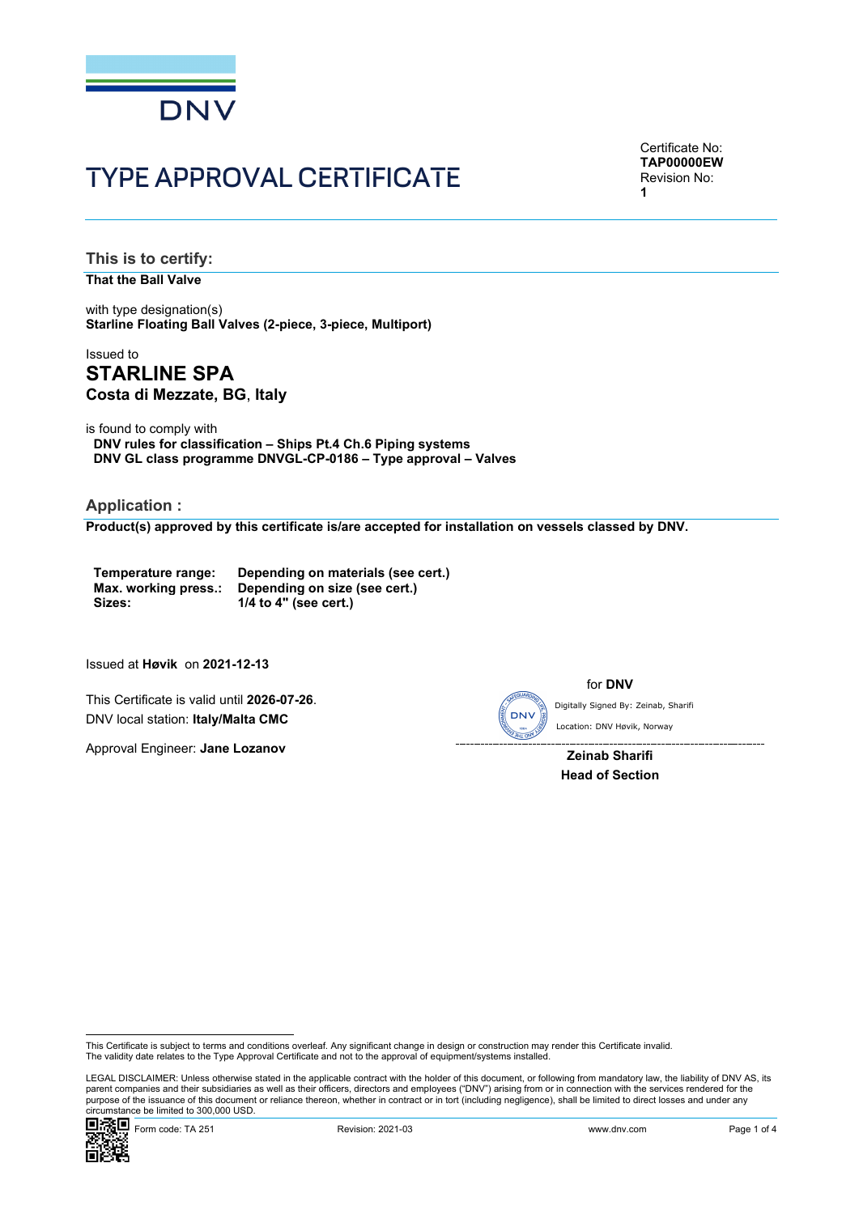DNV

# TYPE APPROVAL CERTIFICATE

Certificate No:
**TAP00000EW**
Revision No:
**1**

## This is to certify:

**That the Ball Valve**

with type designation(s)
**Starline Floating Ball Valves (2-piece, 3-piece, Multiport)**

Issued to
## STARLINE SPA
**Costa di Mezzate, BG, Italy**

is found to comply with
**DNV rules for classification – Ships Pt.4 Ch.6 Piping systems**
**DNV GL class programme DNVGL-CP-0186 – Type approval – Valves**

## Application :

**Product(s) approved by this certificate is/are accepted for installation on vessels classed by DNV.**

| | |
|---|---|
| **Temperature range:** | **Depending on materials (see cert.)** |
| **Max. working press.:** | **Depending on size (see cert.)** |
| **Sizes:** | **1/4 to 4" (see cert.)** |

Issued at **Høvik** on **2021-12-13**

This Certificate is valid until **2026-07-26**.
DNV local station: **Italy/Malta CMC**

Approval Engineer: **Jane Lozanov**

for **DNV**

Digitally Signed By: Zeinab, Sharifi
Location: DNV Høvik, Norway

**Zeinab Sharifi**
**Head of Section**

This Certificate is subject to terms and conditions overleaf. Any significant change in design or construction may render this Certificate invalid.
The validity date relates to the Type Approval Certificate and not to the approval of equipment/systems installed.

LEGAL DISCLAIMER: Unless otherwise stated in the applicable contract with the holder of this document, or following from mandatory law, the liability of DNV AS, its parent companies and their subsidiaries as well as their officers, directors and employees ("DNV") arising from or in connection with the services rendered for the purpose of the issuance of this document or reliance thereon, whether in contract or in tort (including negligence), shall be limited to direct losses and under any circumstance be limited to 300,000 USD.

Form code: TA 251 Revision: 2021-03 www.dnv.com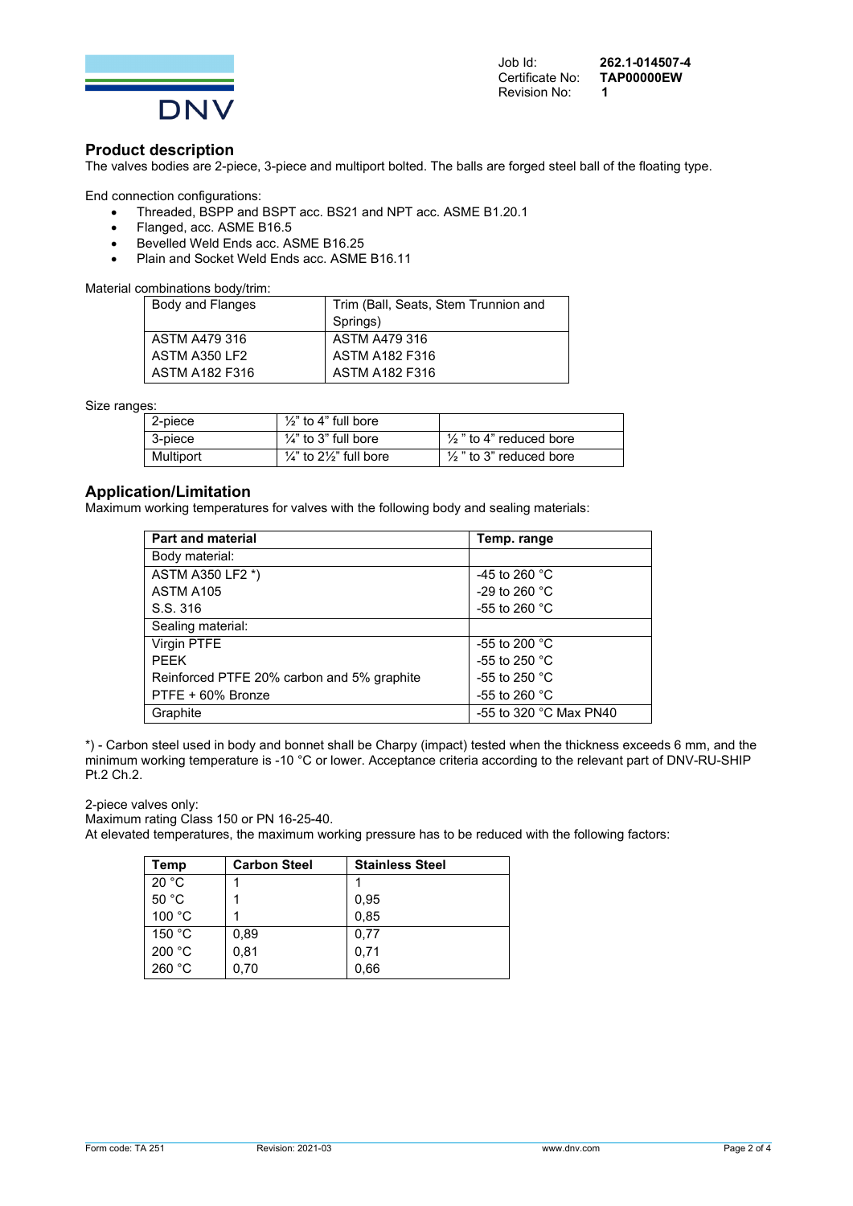Job Id: **262.1-014507-4**
Certificate No: **TAP00000EW**
Revision No: **1**

## Product description

The valves bodies are 2-piece, 3-piece and multiport bolted. The balls are forged steel ball of the floating type.

End connection configurations:

- Threaded, BSPP and BSPT acc. BS21 and NPT acc. ASME B1.20.1
- Flanged, acc. ASME B16.5
- Bevelled Weld Ends acc. ASME B16.25
- Plain and Socket Weld Ends acc. ASME B16.11

Material combinations body/trim:

| Body and Flanges | Trim (Ball, Seats, Stem Trunnion and Springs) |
|---|---|
| ASTM A479 316<br>ASTM A350 LF2<br>ASTM A182 F316 | ASTM A479 316<br>ASTM A182 F316<br>ASTM A182 F316 |

Size ranges:

| | | |
|---|---|---|
| 2-piece | ½" to 4" full bore | |
| 3-piece | ¼" to 3" full bore | ½ " to 4" reduced bore |
| Multiport | ¼" to 2½" full bore | ½ " to 3" reduced bore |

## Application/Limitation

Maximum working temperatures for valves with the following body and sealing materials:

| Part and material | Temp. range |
|---|---|
| Body material: | |
| ASTM A350 LF2 *)<br>ASTM A105<br>S.S. 316 | -45 to 260 °C<br>-29 to 260 °C<br>-55 to 260 °C |
| Sealing material: | |
| Virgin PTFE<br>PEEK<br>Reinforced PTFE 20% carbon and 5% graphite<br>PTFE + 60% Bronze | -55 to 200 °C<br>-55 to 250 °C<br>-55 to 250 °C<br>-55 to 260 °C |
| Graphite | -55 to 320 °C Max PN40 |

*) - Carbon steel used in body and bonnet shall be Charpy (impact) tested when the thickness exceeds 6 mm, and the minimum working temperature is -10 °C or lower. Acceptance criteria according to the relevant part of DNV-RU-SHIP Pt.2 Ch.2.

2-piece valves only:
Maximum rating Class 150 or PN 16-25-40.
At elevated temperatures, the maximum working pressure has to be reduced with the following factors:

| Temp | Carbon Steel | Stainless Steel |
|---|---|---|
| 20 °C | 1 | 1 |
| 50 °C | 1 | 0,95 |
| 100 °C | 1 | 0,85 |
| 150 °C | 0,89 | 0,77 |
| 200 °C | 0,81 | 0,71 |
| 260 °C | 0,70 | 0,66 |

Form code: TA 251 Revision: 2021-03 www.dnv.com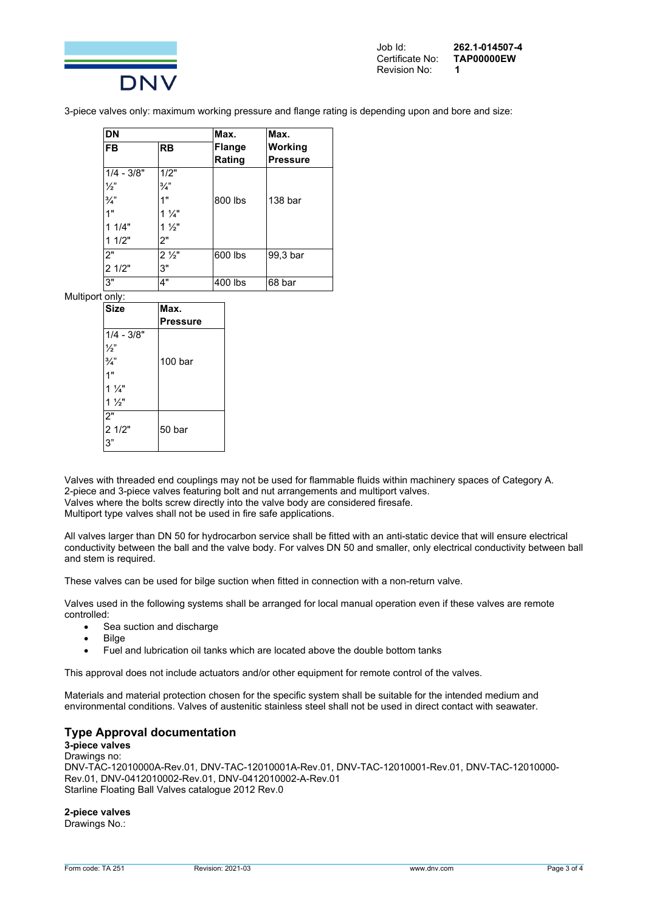3-piece valves only: maximum working pressure and flange rating is depending upon and bore and size:

| DN | | Max. Flange Rating | Max. Working Pressure |
|---|---|---|---|
| FB | RB | | |
| 1/4 - 3/8"<br>½"<br>¾"<br>1"<br>1 1/4"<br>1 1/2" | 1/2"<br>¾"<br>1"<br>1 ¼"<br>1 ½"<br>2" | 800 lbs | 138 bar |
| 2"<br>2 1/2" | 2 ½"<br>3" | 600 lbs | 99,3 bar |
| 3" | 4" | 400 lbs | 68 bar |

Multiport only:

| Size | Max. Pressure |
|---|---|
| 1/4 - 3/8"<br>½"<br>¾"<br>1"<br>1 ¼"<br>1 ½" | 100 bar |
| 2"<br>2 1/2"<br>3" | 50 bar |

Valves with threaded end couplings may not be used for flammable fluids within machinery spaces of Category A.
2-piece and 3-piece valves featuring bolt and nut arrangements and multiport valves.
Valves where the bolts screw directly into the valve body are considered firesafe.
Multiport type valves shall not be used in fire safe applications.

All valves larger than DN 50 for hydrocarbon service shall be fitted with an anti-static device that will ensure electrical conductivity between the ball and the valve body. For valves DN 50 and smaller, only electrical conductivity between ball and stem is required.

These valves can be used for bilge suction when fitted in connection with a non-return valve.

Valves used in the following systems shall be arranged for local manual operation even if these valves are remote controlled:

- Sea suction and discharge
- Bilge
- Fuel and lubrication oil tanks which are located above the double bottom tanks

This approval does not include actuators and/or other equipment for remote control of the valves.

Materials and material protection chosen for the specific system shall be suitable for the intended medium and environmental conditions. Valves of austenitic stainless steel shall not be used in direct contact with seawater.

## Type Approval documentation

**3-piece valves**
Drawings no:
DNV-TAC-12010000A-Rev.01, DNV-TAC-12010001A-Rev.01, DNV-TAC-12010001-Rev.01, DNV-TAC-12010000-Rev.01, DNV-0412010002-Rev.01, DNV-0412010002-A-Rev.01
Starline Floating Ball Valves catalogue 2012 Rev.0

**2-piece valves**
Drawings No.: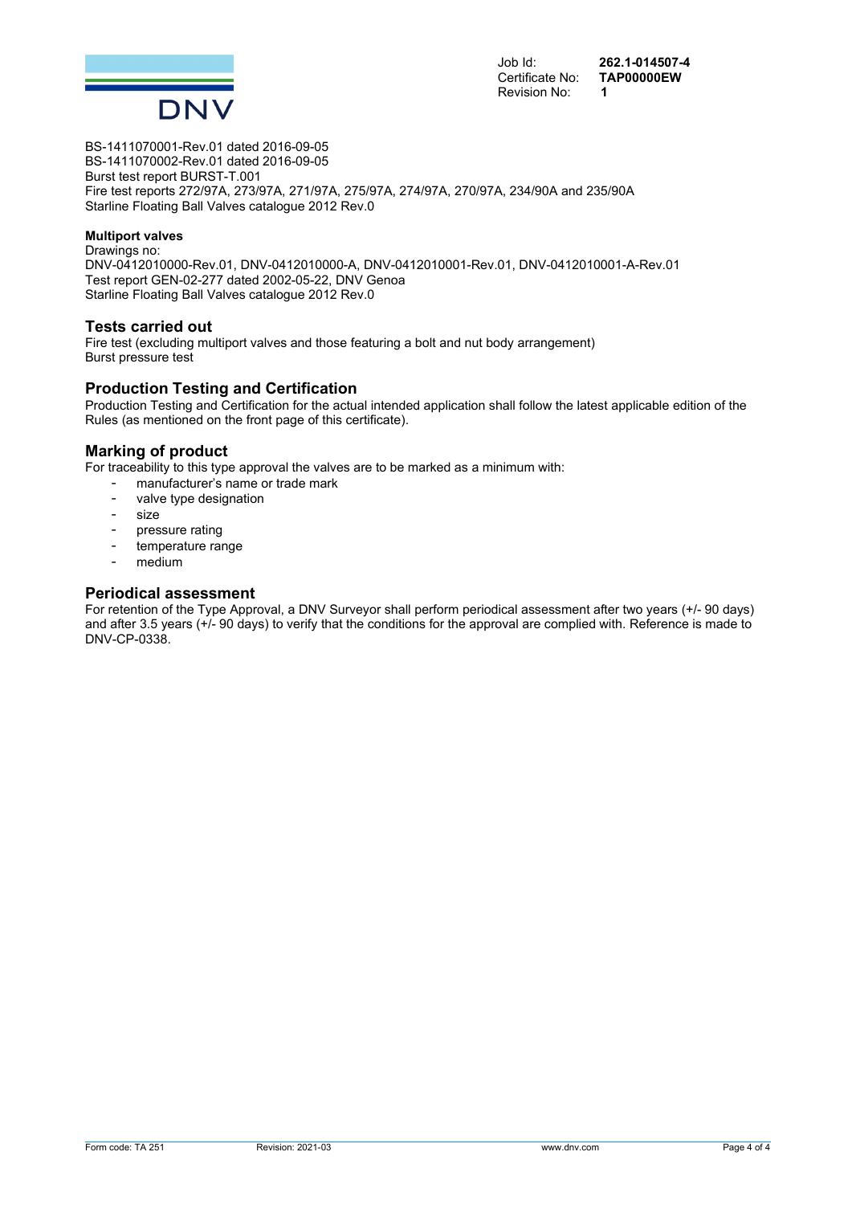Job Id: **262.1-014507-4**
Certificate No: **TAP00000EW**
Revision No: **1**

BS-1411070001-Rev.01 dated 2016-09-05
BS-1411070002-Rev.01 dated 2016-09-05
Burst test report BURST-T.001
Fire test reports 272/97A, 273/97A, 271/97A, 275/97A, 274/97A, 270/97A, 234/90A and 235/90A
Starline Floating Ball Valves catalogue 2012 Rev.0

**Multiport valves**
Drawings no:
DNV-0412010000-Rev.01, DNV-0412010000-A, DNV-0412010001-Rev.01, DNV-0412010001-A-Rev.01
Test report GEN-02-277 dated 2002-05-22, DNV Genoa
Starline Floating Ball Valves catalogue 2012 Rev.0

## Tests carried out

Fire test (excluding multiport valves and those featuring a bolt and nut body arrangement)
Burst pressure test

## Production Testing and Certification

Production Testing and Certification for the actual intended application shall follow the latest applicable edition of the Rules (as mentioned on the front page of this certificate).

## Marking of product

For traceability to this type approval the valves are to be marked as a minimum with:

- manufacturer's name or trade mark
- valve type designation
- size
- pressure rating
- temperature range
- medium

## Periodical assessment

For retention of the Type Approval, a DNV Surveyor shall perform periodical assessment after two years (+/- 90 days) and after 3.5 years (+/- 90 days) to verify that the conditions for the approval are complied with. Reference is made to DNV-CP-0338.